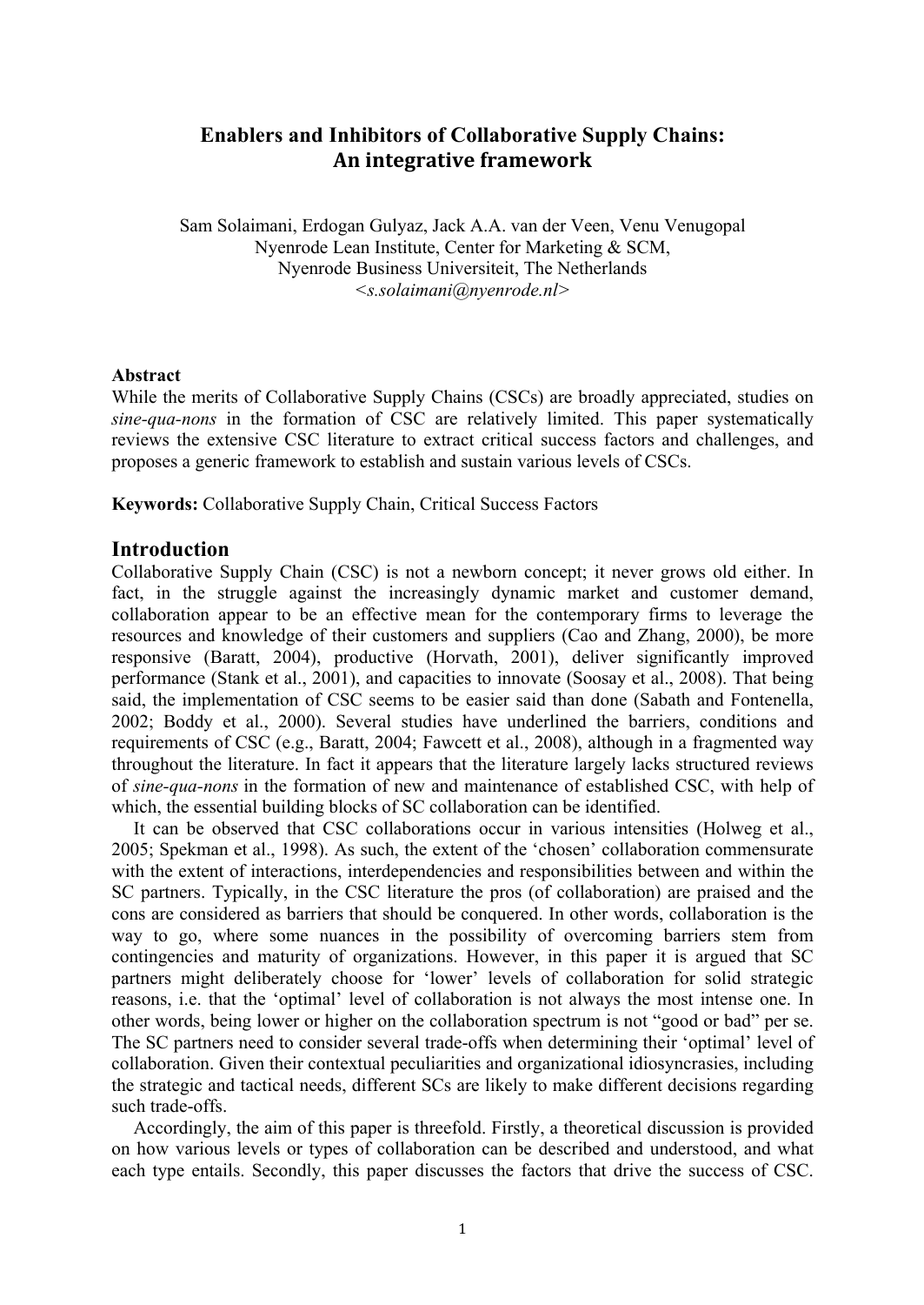# Enablers and Inhibitors of Collaborative Supply Chains: An integrative framework

Sam Solaimani, Erdogan Gulyaz, Jack A.A. van der Veen, Venu Venugopal
Nyenrode Lean Institute, Center for Marketing & SCM,
Nyenrode Business Universiteit, The Netherlands
<s.solaimani@nyenrode.nl>

**Abstract**
While the merits of Collaborative Supply Chains (CSCs) are broadly appreciated, studies on *sine-qua-nons* in the formation of CSC are relatively limited. This paper systematically reviews the extensive CSC literature to extract critical success factors and challenges, and proposes a generic framework to establish and sustain various levels of CSCs.

**Keywords:** Collaborative Supply Chain, Critical Success Factors

## Introduction

Collaborative Supply Chain (CSC) is not a newborn concept; it never grows old either. In fact, in the struggle against the increasingly dynamic market and customer demand, collaboration appear to be an effective mean for the contemporary firms to leverage the resources and knowledge of their customers and suppliers (Cao and Zhang, 2000), be more responsive (Baratt, 2004), productive (Horvath, 2001), deliver significantly improved performance (Stank et al., 2001), and capacities to innovate (Soosay et al., 2008). That being said, the implementation of CSC seems to be easier said than done (Sabath and Fontenella, 2002; Boddy et al., 2000). Several studies have underlined the barriers, conditions and requirements of CSC (e.g., Baratt, 2004; Fawcett et al., 2008), although in a fragmented way throughout the literature. In fact it appears that the literature largely lacks structured reviews of *sine-qua-nons* in the formation of new and maintenance of established CSC, with help of which, the essential building blocks of SC collaboration can be identified.

It can be observed that CSC collaborations occur in various intensities (Holweg et al., 2005; Spekman et al., 1998). As such, the extent of the 'chosen' collaboration commensurate with the extent of interactions, interdependencies and responsibilities between and within the SC partners. Typically, in the CSC literature the pros (of collaboration) are praised and the cons are considered as barriers that should be conquered. In other words, collaboration is the way to go, where some nuances in the possibility of overcoming barriers stem from contingencies and maturity of organizations. However, in this paper it is argued that SC partners might deliberately choose for 'lower' levels of collaboration for solid strategic reasons, i.e. that the 'optimal' level of collaboration is not always the most intense one. In other words, being lower or higher on the collaboration spectrum is not "good or bad" per se. The SC partners need to consider several trade-offs when determining their 'optimal' level of collaboration. Given their contextual peculiarities and organizational idiosyncrasies, including the strategic and tactical needs, different SCs are likely to make different decisions regarding such trade-offs.

Accordingly, the aim of this paper is threefold. Firstly, a theoretical discussion is provided on how various levels or types of collaboration can be described and understood, and what each type entails. Secondly, this paper discusses the factors that drive the success of CSC.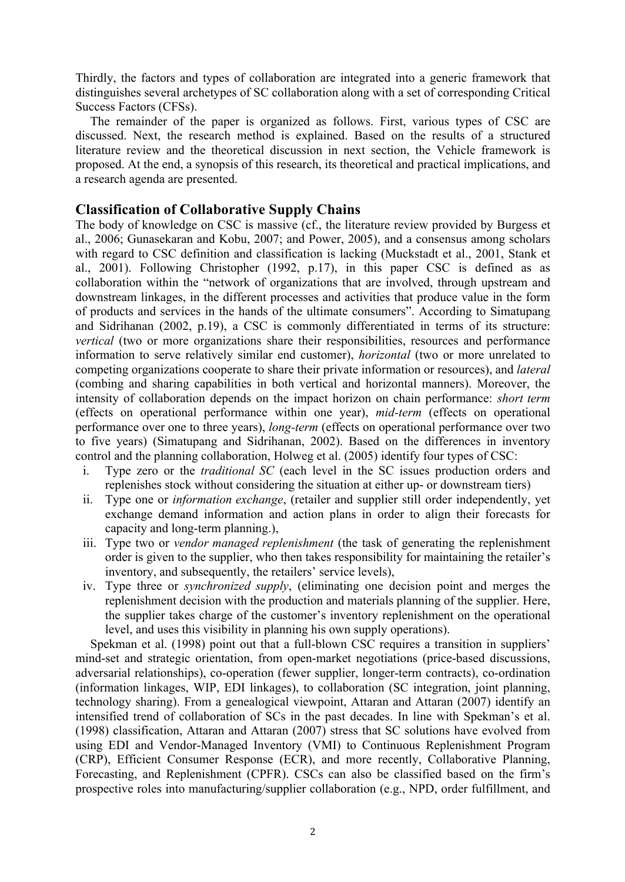Thirdly, the factors and types of collaboration are integrated into a generic framework that distinguishes several archetypes of SC collaboration along with a set of corresponding Critical Success Factors (CFSs).

The remainder of the paper is organized as follows. First, various types of CSC are discussed. Next, the research method is explained. Based on the results of a structured literature review and the theoretical discussion in next section, the Vehicle framework is proposed. At the end, a synopsis of this research, its theoretical and practical implications, and a research agenda are presented.

## Classification of Collaborative Supply Chains

The body of knowledge on CSC is massive (cf., the literature review provided by Burgess et al., 2006; Gunasekaran and Kobu, 2007; and Power, 2005), and a consensus among scholars with regard to CSC definition and classification is lacking (Muckstadt et al., 2001, Stank et al., 2001). Following Christopher (1992, p.17), in this paper CSC is defined as as collaboration within the "network of organizations that are involved, through upstream and downstream linkages, in the different processes and activities that produce value in the form of products and services in the hands of the ultimate consumers". According to Simatupang and Sidrihanan (2002, p.19), a CSC is commonly differentiated in terms of its structure: *vertical* (two or more organizations share their responsibilities, resources and performance information to serve relatively similar end customer), *horizontal* (two or more unrelated to competing organizations cooperate to share their private information or resources), and *lateral* (combing and sharing capabilities in both vertical and horizontal manners). Moreover, the intensity of collaboration depends on the impact horizon on chain performance: *short term* (effects on operational performance within one year), *mid-term* (effects on operational performance over one to three years), *long-term* (effects on operational performance over two to five years) (Simatupang and Sidrihanan, 2002). Based on the differences in inventory control and the planning collaboration, Holweg et al. (2005) identify four types of CSC:

i. Type zero or the *traditional SC* (each level in the SC issues production orders and replenishes stock without considering the situation at either up- or downstream tiers)
ii. Type one or *information exchange*, (retailer and supplier still order independently, yet exchange demand information and action plans in order to align their forecasts for capacity and long-term planning.),
iii. Type two or *vendor managed replenishment* (the task of generating the replenishment order is given to the supplier, who then takes responsibility for maintaining the retailer's inventory, and subsequently, the retailers' service levels),
iv. Type three or *synchronized supply*, (eliminating one decision point and merges the replenishment decision with the production and materials planning of the supplier. Here, the supplier takes charge of the customer's inventory replenishment on the operational level, and uses this visibility in planning his own supply operations).

Spekman et al. (1998) point out that a full-blown CSC requires a transition in suppliers' mind-set and strategic orientation, from open-market negotiations (price-based discussions, adversarial relationships), co-operation (fewer supplier, longer-term contracts), co-ordination (information linkages, WIP, EDI linkages), to collaboration (SC integration, joint planning, technology sharing). From a genealogical viewpoint, Attaran and Attaran (2007) identify an intensified trend of collaboration of SCs in the past decades. In line with Spekman's et al. (1998) classification, Attaran and Attaran (2007) stress that SC solutions have evolved from using EDI and Vendor-Managed Inventory (VMI) to Continuous Replenishment Program (CRP), Efficient Consumer Response (ECR), and more recently, Collaborative Planning, Forecasting, and Replenishment (CPFR). CSCs can also be classified based on the firm's prospective roles into manufacturing/supplier collaboration (e.g., NPD, order fulfillment, and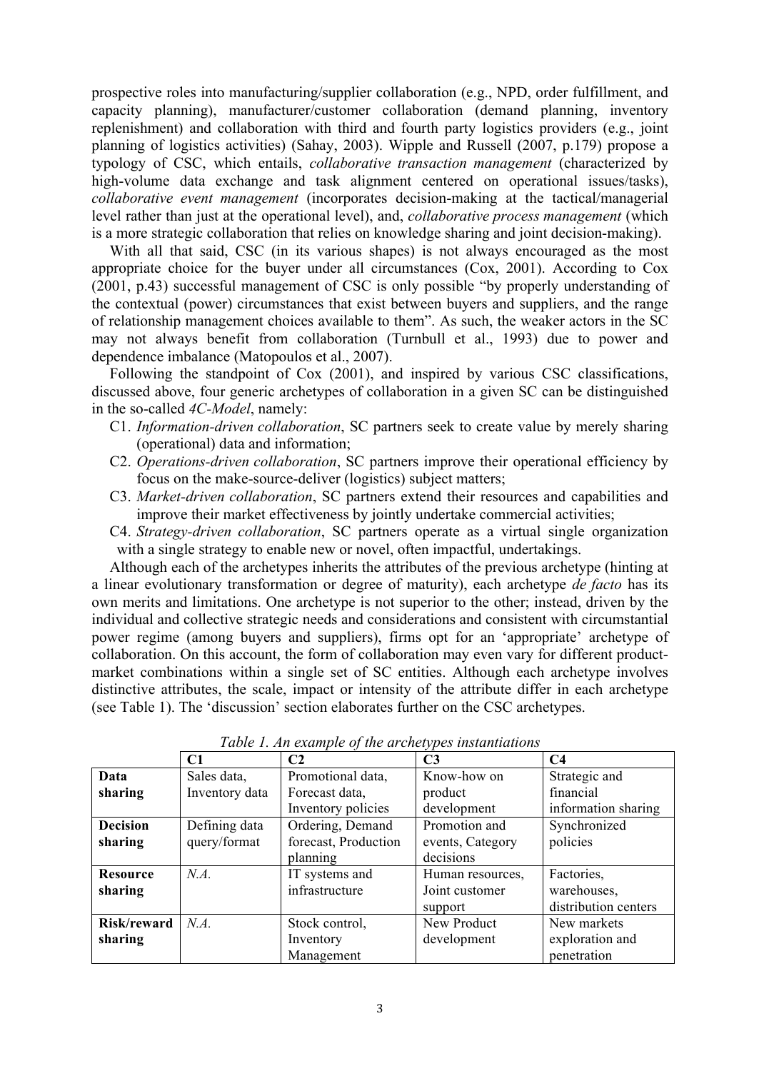prospective roles into manufacturing/supplier collaboration (e.g., NPD, order fulfillment, and capacity planning), manufacturer/customer collaboration (demand planning, inventory replenishment) and collaboration with third and fourth party logistics providers (e.g., joint planning of logistics activities) (Sahay, 2003). Wipple and Russell (2007, p.179) propose a typology of CSC, which entails, *collaborative transaction management* (characterized by high-volume data exchange and task alignment centered on operational issues/tasks), *collaborative event management* (incorporates decision-making at the tactical/managerial level rather than just at the operational level), and, *collaborative process management* (which is a more strategic collaboration that relies on knowledge sharing and joint decision-making).

With all that said, CSC (in its various shapes) is not always encouraged as the most appropriate choice for the buyer under all circumstances (Cox, 2001). According to Cox (2001, p.43) successful management of CSC is only possible "by properly understanding of the contextual (power) circumstances that exist between buyers and suppliers, and the range of relationship management choices available to them". As such, the weaker actors in the SC may not always benefit from collaboration (Turnbull et al., 1993) due to power and dependence imbalance (Matopoulos et al., 2007).

Following the standpoint of Cox (2001), and inspired by various CSC classifications, discussed above, four generic archetypes of collaboration in a given SC can be distinguished in the so-called *4C-Model*, namely:

C1. *Information-driven collaboration*, SC partners seek to create value by merely sharing (operational) data and information;

C2. *Operations-driven collaboration*, SC partners improve their operational efficiency by focus on the make-source-deliver (logistics) subject matters;

C3. *Market-driven collaboration*, SC partners extend their resources and capabilities and improve their market effectiveness by jointly undertake commercial activities;

C4. *Strategy-driven collaboration*, SC partners operate as a virtual single organization with a single strategy to enable new or novel, often impactful, undertakings.

Although each of the archetypes inherits the attributes of the previous archetype (hinting at a linear evolutionary transformation or degree of maturity), each archetype *de facto* has its own merits and limitations. One archetype is not superior to the other; instead, driven by the individual and collective strategic needs and considerations and consistent with circumstantial power regime (among buyers and suppliers), firms opt for an 'appropriate' archetype of collaboration. On this account, the form of collaboration may even vary for different product-market combinations within a single set of SC entities. Although each archetype involves distinctive attributes, the scale, impact or intensity of the attribute differ in each archetype (see Table 1). The 'discussion' section elaborates further on the CSC archetypes.

*Table 1. An example of the archetypes instantiations*

| | C1 | C2 | C3 | C4 |
|---|---|---|---|---|
| **Data sharing** | Sales data, Inventory data | Promotional data, Forecast data, Inventory policies | Know-how on product development | Strategic and financial information sharing |
| **Decision sharing** | Defining data query/format | Ordering, Demand forecast, Production planning | Promotion and events, Category decisions | Synchronized policies |
| **Resource sharing** | *N.A.* | IT systems and infrastructure | Human resources, Joint customer support | Factories, warehouses, distribution centers |
| **Risk/reward sharing** | *N.A.* | Stock control, Inventory Management | New Product development | New markets exploration and penetration |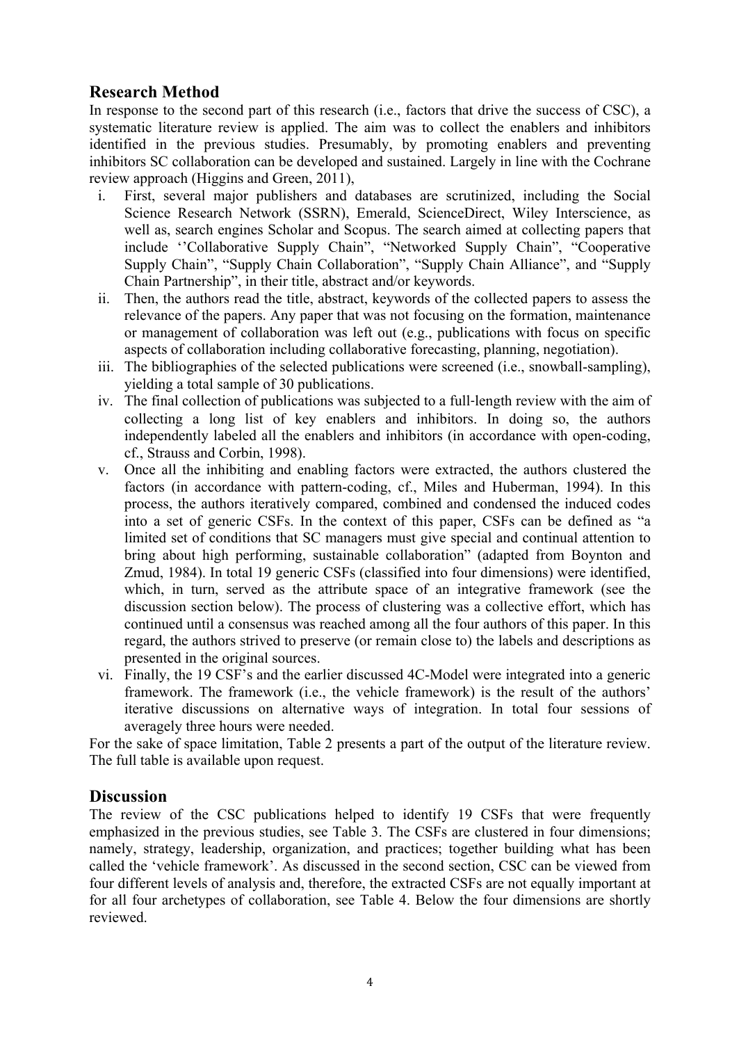## Research Method

In response to the second part of this research (i.e., factors that drive the success of CSC), a systematic literature review is applied. The aim was to collect the enablers and inhibitors identified in the previous studies. Presumably, by promoting enablers and preventing inhibitors SC collaboration can be developed and sustained. Largely in line with the Cochrane review approach (Higgins and Green, 2011),

i. First, several major publishers and databases are scrutinized, including the Social Science Research Network (SSRN), Emerald, ScienceDirect, Wiley Interscience, as well as, search engines Scholar and Scopus. The search aimed at collecting papers that include ''Collaborative Supply Chain", "Networked Supply Chain", "Cooperative Supply Chain", "Supply Chain Collaboration", "Supply Chain Alliance", and "Supply Chain Partnership", in their title, abstract and/or keywords.
ii. Then, the authors read the title, abstract, keywords of the collected papers to assess the relevance of the papers. Any paper that was not focusing on the formation, maintenance or management of collaboration was left out (e.g., publications with focus on specific aspects of collaboration including collaborative forecasting, planning, negotiation).
iii. The bibliographies of the selected publications were screened (i.e., snowball-sampling), yielding a total sample of 30 publications.
iv. The final collection of publications was subjected to a full-length review with the aim of collecting a long list of key enablers and inhibitors. In doing so, the authors independently labeled all the enablers and inhibitors (in accordance with open-coding, cf., Strauss and Corbin, 1998).
v. Once all the inhibiting and enabling factors were extracted, the authors clustered the factors (in accordance with pattern-coding, cf., Miles and Huberman, 1994). In this process, the authors iteratively compared, combined and condensed the induced codes into a set of generic CSFs. In the context of this paper, CSFs can be defined as "a limited set of conditions that SC managers must give special and continual attention to bring about high performing, sustainable collaboration" (adapted from Boynton and Zmud, 1984). In total 19 generic CSFs (classified into four dimensions) were identified, which, in turn, served as the attribute space of an integrative framework (see the discussion section below). The process of clustering was a collective effort, which has continued until a consensus was reached among all the four authors of this paper. In this regard, the authors strived to preserve (or remain close to) the labels and descriptions as presented in the original sources.
vi. Finally, the 19 CSF's and the earlier discussed 4C-Model were integrated into a generic framework. The framework (i.e., the vehicle framework) is the result of the authors' iterative discussions on alternative ways of integration. In total four sessions of averagely three hours were needed.

For the sake of space limitation, Table 2 presents a part of the output of the literature review. The full table is available upon request.

## Discussion

The review of the CSC publications helped to identify 19 CSFs that were frequently emphasized in the previous studies, see Table 3. The CSFs are clustered in four dimensions; namely, strategy, leadership, organization, and practices; together building what has been called the 'vehicle framework'. As discussed in the second section, CSC can be viewed from four different levels of analysis and, therefore, the extracted CSFs are not equally important at for all four archetypes of collaboration, see Table 4. Below the four dimensions are shortly reviewed.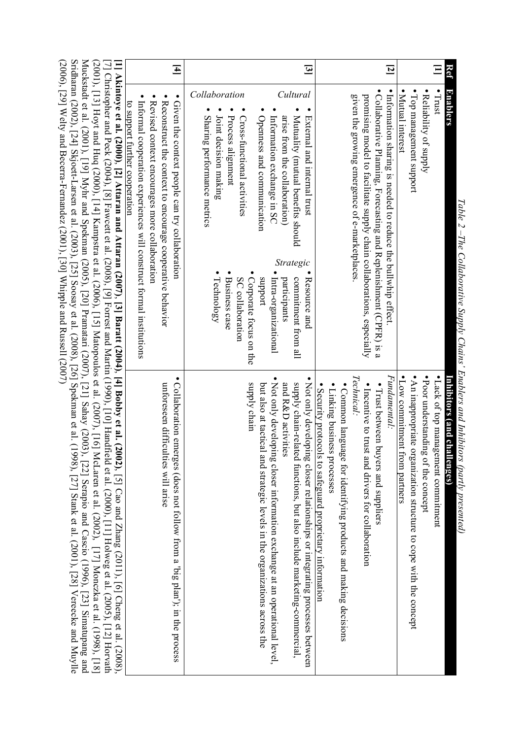*Table 2 – The Collaborative Supply Chains' Enablers and Inhibitors (partly presented)*

| Ref | Enablers | Inhibitors (and challenges) |
|---|---|---|
| [1] | • Trust<br>• Reliability of supply<br>• Top management support<br>• Mutual interest | • Lack of top management commitment<br>• Poor understanding of the concept<br>• An inappropriate organization structure to cope with the concept<br>• Low commitment from partners |
| [2] | • Information sharing is needed to reduce the bullwhip effect.<br>• Collaborative Planning, Forecasting and Replenishment (CPFR) is a promising model to facilitate supply chain collaborations, especially given the growing emergence of e-marketplaces. | *Fundamental:*<br>• Trust between buyers and suppliers<br>• Incentive to trust and drivers for collaboration<br>*Technical:*<br>• Common language for identifying products and making decisions<br>• Linking business processes<br>• Security protocols to safeguard proprietary information |
| [3] | *Cultural*<br>• External and internal trust<br>• Mutuality (mutual benefits should arise from the collaboration)<br>• Information exchange in SC<br>• Openness and communication<br>*Collaboration*<br>• Cross-functional activities<br>• Process alignment<br>• Joint decision making<br>• Sharing performance metrics<br>*Strategic*<br>• Resource and commitment from all participants<br>• Intra-organizational support<br>• Corporate focus on the SC collaboration<br>• Business case<br>• Technology | • Not only developing closer relationships or integrating processes between supply chain-related functions, but also include marketing-commercial, and R&D activities<br>• Not only developing closer information exchange at an operational level, but also at tactical and strategic levels in the organizations across the supply chain |
| [4] | • Given the context people can try collaboration<br>• Reconstruct the context to encourage cooperative behavior<br>• Revised context encourages more collaboration<br>• Informal cooperation experiences will construct formal institutions to support further cooperation | • Collaboration emerges (does not follow from a 'big plan'); in the process unforeseen difficulties will arise |

**[1] Akintoye et al. (2000), [2] Attaran and Attaran (2007), [3] Barratt (2004), [4] Bobby et al. (2002)**, [5] Cao and Zhang (2011), [6] Cheng et al. (2008), [7] Christopher and Peck (2004), [8] Fawcett et al. (2008), [9] Forrest and Martin (1990), [10] Handfield et al. (2000), [11] Holweg et al. (2005), [12] Horvath (2001), [13] Hoyt and Huq (2000), [14] Kampstra et al. (2006), [15] Matopoulos et al. (2007), [16] McLaren et al. (2002), [17] Monczka et al. (1998), [18] Muckstadt et al. (2001), [19] Myhr and Spekman (2005), [20] Pramatari (2007), [21] Sahay (2003), [22] Serapio and Cascio (1996), [23] Simatupang and Sridharan (2002), [24] Skjoett-Larsen et al. (2003), [25] Soosay et al. (2008), [26] Spekman et al. (1998), [27] Stank et al. (2001), [28] Vereecke and Muylle (2006), [29] Welty and Becerra-Fernandez (2001), [30] Whipple and Russell (2007)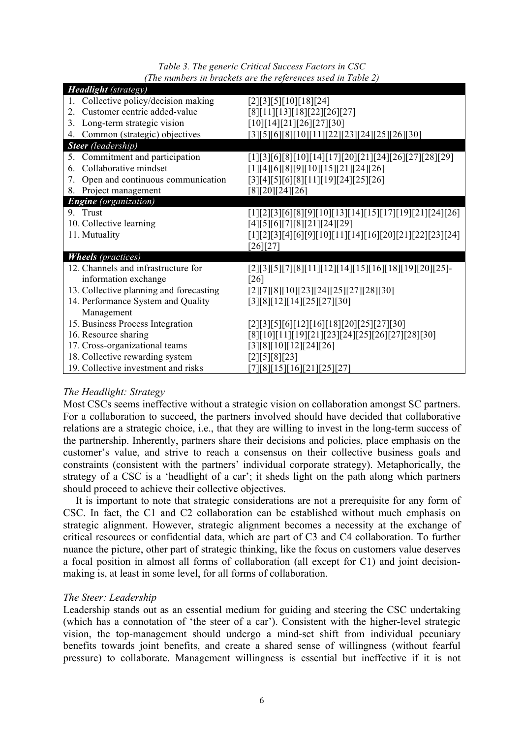*Table 3. The generic Critical Success Factors in CSC*
*(The numbers in brackets are the references used in Table 2)*

| | |
|---|---|
| ***Headlight*** *(strategy)* | |
| 1. Collective policy/decision making | [2][3][5][10][18][24] |
| 2. Customer centric added-value | [8][11][13][18][22][26][27] |
| 3. Long-term strategic vision | [10][14][21][26][27][30] |
| 4. Common (strategic) objectives | [3][5][6][8][10][11][22][23][24][25][26][30] |
| ***Steer*** *(leadership)* | |
| 5. Commitment and participation | [1][3][6][8][10][14][17][20][21][24][26][27][28][29] |
| 6. Collaborative mindset | [1][4][6][8][9][10][15][21][24][26] |
| 7. Open and continuous communication | [3][4][5][6][8][11][19][24][25][26] |
| 8. Project management | [8][20][24][26] |
| ***Engine*** *(organization)* | |
| 9. Trust | [1][2][3][6][8][9][10][13][14][15][17][19][21][24][26] |
| 10. Collective learning | [4][5][6][7][8][21][24][29] |
| 11. Mutuality | [1][2][3][4][6][9][10][11][14][16][20][21][22][23][24][26][27] |
| ***Wheels*** *(practices)* | |
| 12. Channels and infrastructure for information exchange | [2][3][5][7][8][11][12][14][15][16][18][19][20][25]-[26] |
| 13. Collective planning and forecasting | [2][7][8][10][23][24][25][27][28][30] |
| 14. Performance System and Quality Management | [3][8][12][14][25][27][30] |
| 15. Business Process Integration | [2][3][5][6][12][16][18][20][25][27][30] |
| 16. Resource sharing | [8][10][11][19][21][23][24][25][26][27][28][30] |
| 17. Cross-organizational teams | [3][8][10][12][24][26] |
| 18. Collective rewarding system | [2][5][8][23] |
| 19. Collective investment and risks | [7][8][15][16][21][25][27] |

*The Headlight: Strategy*

Most CSCs seems ineffective without a strategic vision on collaboration amongst SC partners. For a collaboration to succeed, the partners involved should have decided that collaborative relations are a strategic choice, i.e., that they are willing to invest in the long-term success of the partnership. Inherently, partners share their decisions and policies, place emphasis on the customer's value, and strive to reach a consensus on their collective business goals and constraints (consistent with the partners' individual corporate strategy). Metaphorically, the strategy of a CSC is a 'headlight of a car'; it sheds light on the path along which partners should proceed to achieve their collective objectives.

It is important to note that strategic considerations are not a prerequisite for any form of CSC. In fact, the C1 and C2 collaboration can be established without much emphasis on strategic alignment. However, strategic alignment becomes a necessity at the exchange of critical resources or confidential data, which are part of C3 and C4 collaboration. To further nuance the picture, other part of strategic thinking, like the focus on customers value deserves a focal position in almost all forms of collaboration (all except for C1) and joint decision-making is, at least in some level, for all forms of collaboration.

*The Steer: Leadership*

Leadership stands out as an essential medium for guiding and steering the CSC undertaking (which has a connotation of 'the steer of a car'). Consistent with the higher-level strategic vision, the top-management should undergo a mind-set shift from individual pecuniary benefits towards joint benefits, and create a shared sense of willingness (without fearful pressure) to collaborate. Management willingness is essential but ineffective if it is not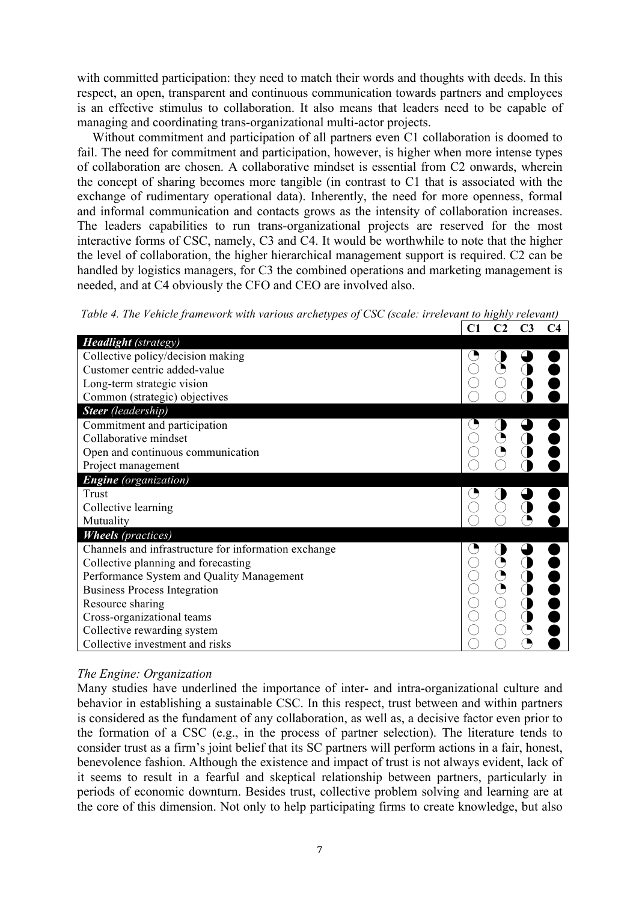with committed participation: they need to match their words and thoughts with deeds. In this respect, an open, transparent and continuous communication towards partners and employees is an effective stimulus to collaboration. It also means that leaders need to be capable of managing and coordinating trans-organizational multi-actor projects.

Without commitment and participation of all partners even C1 collaboration is doomed to fail. The need for commitment and participation, however, is higher when more intense types of collaboration are chosen. A collaborative mindset is essential from C2 onwards, wherein the concept of sharing becomes more tangible (in contrast to C1 that is associated with the exchange of rudimentary operational data). Inherently, the need for more openness, formal and informal communication and contacts grows as the intensity of collaboration increases. The leaders capabilities to run trans-organizational projects are reserved for the most interactive forms of CSC, namely, C3 and C4. It would be worthwhile to note that the higher the level of collaboration, the higher hierarchical management support is required. C2 can be handled by logistics managers, for C3 the combined operations and marketing management is needed, and at C4 obviously the CFO and CEO are involved also.

*Table 4. The Vehicle framework with various archetypes of CSC (scale: irrelevant to highly relevant)*

| | C1 | C2 | C3 | C4 |
|---|---|---|---|---|
| ***Headlight** (strategy)* | | | | |
| Collective policy/decision making | ◔ | ◑ | ◕ | ● |
| Customer centric added-value | ○ | ◔ | ◑ | ● |
| Long-term strategic vision | ○ | ○ | ◑ | ● |
| Common (strategic) objectives | ○ | ○ | ◑ | ● |
| ***Steer** (leadership)* | | | | |
| Commitment and participation | ◔ | ◑ | ◕ | ● |
| Collaborative mindset | ○ | ◔ | ◑ | ● |
| Open and continuous communication | ○ | ◔ | ◑ | ● |
| Project management | ○ | ○ | ◑ | ● |
| ***Engine** (organization)* | | | | |
| Trust | ◔ | ◑ | ◕ | ● |
| Collective learning | ○ | ○ | ◑ | ● |
| Mutuality | ○ | ○ | ◔ | ● |
| ***Wheels** (practices)* | | | | |
| Channels and infrastructure for information exchange | ◔ | ◑ | ◕ | ● |
| Collective planning and forecasting | ○ | ◔ | ◑ | ● |
| Performance System and Quality Management | ○ | ◔ | ◑ | ● |
| Business Process Integration | ○ | ◔ | ◑ | ● |
| Resource sharing | ○ | ○ | ◑ | ● |
| Cross-organizational teams | ○ | ○ | ◑ | ● |
| Collective rewarding system | ○ | ○ | ◔ | ● |
| Collective investment and risks | ○ | ○ | ◔ | ● |

*The Engine: Organization*

Many studies have underlined the importance of inter- and intra-organizational culture and behavior in establishing a sustainable CSC. In this respect, trust between and within partners is considered as the fundament of any collaboration, as well as, a decisive factor even prior to the formation of a CSC (e.g., in the process of partner selection). The literature tends to consider trust as a firm's joint belief that its SC partners will perform actions in a fair, honest, benevolence fashion. Although the existence and impact of trust is not always evident, lack of it seems to result in a fearful and skeptical relationship between partners, particularly in periods of economic downturn. Besides trust, collective problem solving and learning are at the core of this dimension. Not only to help participating firms to create knowledge, but also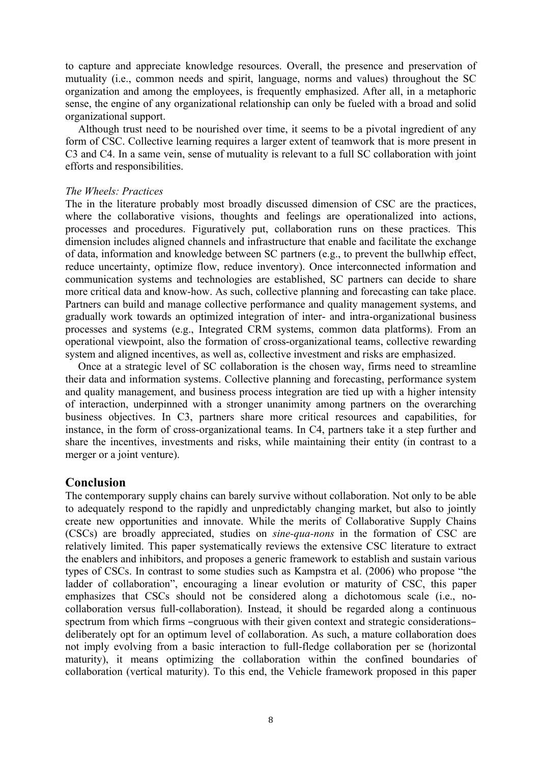to capture and appreciate knowledge resources. Overall, the presence and preservation of mutuality (i.e., common needs and spirit, language, norms and values) throughout the SC organization and among the employees, is frequently emphasized. After all, in a metaphoric sense, the engine of any organizational relationship can only be fueled with a broad and solid organizational support.

Although trust need to be nourished over time, it seems to be a pivotal ingredient of any form of CSC. Collective learning requires a larger extent of teamwork that is more present in C3 and C4. In a same vein, sense of mutuality is relevant to a full SC collaboration with joint efforts and responsibilities.

*The Wheels: Practices*

The in the literature probably most broadly discussed dimension of CSC are the practices, where the collaborative visions, thoughts and feelings are operationalized into actions, processes and procedures. Figuratively put, collaboration runs on these practices. This dimension includes aligned channels and infrastructure that enable and facilitate the exchange of data, information and knowledge between SC partners (e.g., to prevent the bullwhip effect, reduce uncertainty, optimize flow, reduce inventory). Once interconnected information and communication systems and technologies are established, SC partners can decide to share more critical data and know-how. As such, collective planning and forecasting can take place. Partners can build and manage collective performance and quality management systems, and gradually work towards an optimized integration of inter- and intra-organizational business processes and systems (e.g., Integrated CRM systems, common data platforms). From an operational viewpoint, also the formation of cross-organizational teams, collective rewarding system and aligned incentives, as well as, collective investment and risks are emphasized.

Once at a strategic level of SC collaboration is the chosen way, firms need to streamline their data and information systems. Collective planning and forecasting, performance system and quality management, and business process integration are tied up with a higher intensity of interaction, underpinned with a stronger unanimity among partners on the overarching business objectives. In C3, partners share more critical resources and capabilities, for instance, in the form of cross-organizational teams. In C4, partners take it a step further and share the incentives, investments and risks, while maintaining their entity (in contrast to a merger or a joint venture).

## Conclusion

The contemporary supply chains can barely survive without collaboration. Not only to be able to adequately respond to the rapidly and unpredictably changing market, but also to jointly create new opportunities and innovate. While the merits of Collaborative Supply Chains (CSCs) are broadly appreciated, studies on *sine-qua-nons* in the formation of CSC are relatively limited. This paper systematically reviews the extensive CSC literature to extract the enablers and inhibitors, and proposes a generic framework to establish and sustain various types of CSCs. In contrast to some studies such as Kampstra et al. (2006) who propose "the ladder of collaboration", encouraging a linear evolution or maturity of CSC, this paper emphasizes that CSCs should not be considered along a dichotomous scale (i.e., no-collaboration versus full-collaboration). Instead, it should be regarded along a continuous spectrum from which firms –congruous with their given context and strategic considerations– deliberately opt for an optimum level of collaboration. As such, a mature collaboration does not imply evolving from a basic interaction to full-fledge collaboration per se (horizontal maturity), it means optimizing the collaboration within the confined boundaries of collaboration (vertical maturity). To this end, the Vehicle framework proposed in this paper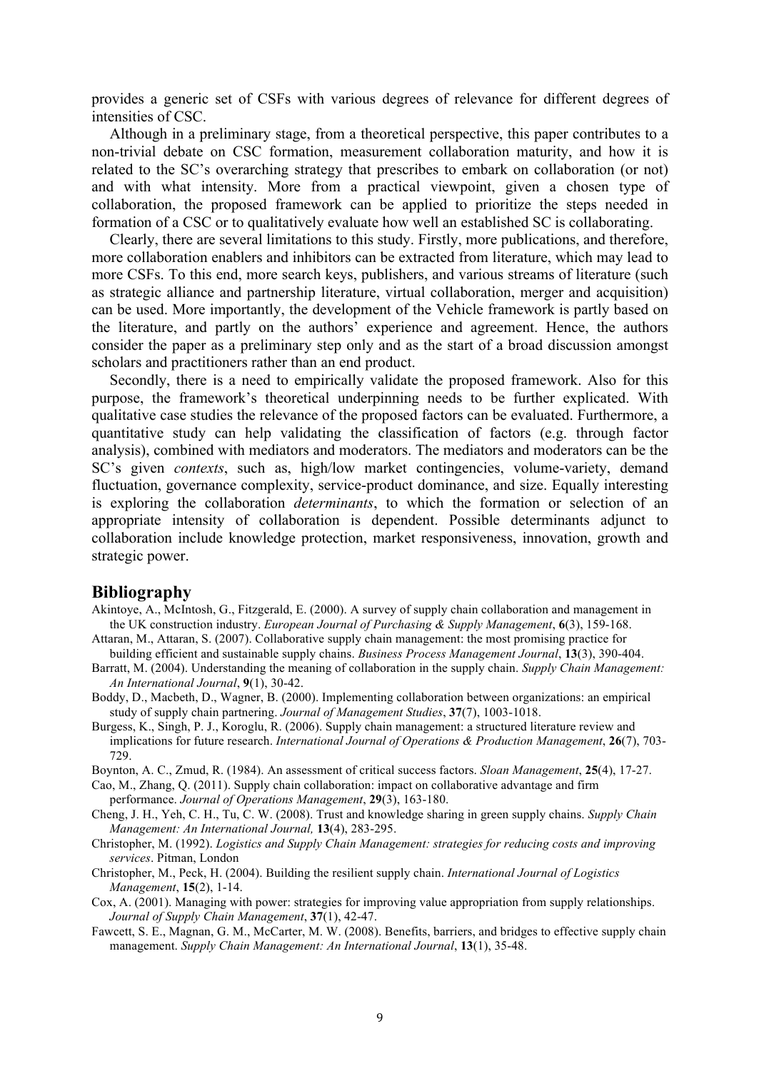provides a generic set of CSFs with various degrees of relevance for different degrees of intensities of CSC.

Although in a preliminary stage, from a theoretical perspective, this paper contributes to a non-trivial debate on CSC formation, measurement collaboration maturity, and how it is related to the SC's overarching strategy that prescribes to embark on collaboration (or not) and with what intensity. More from a practical viewpoint, given a chosen type of collaboration, the proposed framework can be applied to prioritize the steps needed in formation of a CSC or to qualitatively evaluate how well an established SC is collaborating.

Clearly, there are several limitations to this study. Firstly, more publications, and therefore, more collaboration enablers and inhibitors can be extracted from literature, which may lead to more CSFs. To this end, more search keys, publishers, and various streams of literature (such as strategic alliance and partnership literature, virtual collaboration, merger and acquisition) can be used. More importantly, the development of the Vehicle framework is partly based on the literature, and partly on the authors' experience and agreement. Hence, the authors consider the paper as a preliminary step only and as the start of a broad discussion amongst scholars and practitioners rather than an end product.

Secondly, there is a need to empirically validate the proposed framework. Also for this purpose, the framework's theoretical underpinning needs to be further explicated. With qualitative case studies the relevance of the proposed factors can be evaluated. Furthermore, a quantitative study can help validating the classification of factors (e.g. through factor analysis), combined with mediators and moderators. The mediators and moderators can be the SC's given *contexts*, such as, high/low market contingencies, volume-variety, demand fluctuation, governance complexity, service-product dominance, and size. Equally interesting is exploring the collaboration *determinants*, to which the formation or selection of an appropriate intensity of collaboration is dependent. Possible determinants adjunct to collaboration include knowledge protection, market responsiveness, innovation, growth and strategic power.

## Bibliography

Akintoye, A., McIntosh, G., Fitzgerald, E. (2000). A survey of supply chain collaboration and management in the UK construction industry. *European Journal of Purchasing & Supply Management*, **6**(3), 159-168.

Attaran, M., Attaran, S. (2007). Collaborative supply chain management: the most promising practice for building efficient and sustainable supply chains. *Business Process Management Journal*, **13**(3), 390-404.

Barratt, M. (2004). Understanding the meaning of collaboration in the supply chain. *Supply Chain Management: An International Journal*, **9**(1), 30-42.

Boddy, D., Macbeth, D., Wagner, B. (2000). Implementing collaboration between organizations: an empirical study of supply chain partnering. *Journal of Management Studies*, **37**(7), 1003-1018.

Burgess, K., Singh, P. J., Koroglu, R. (2006). Supply chain management: a structured literature review and implications for future research. *International Journal of Operations & Production Management*, **26**(7), 703-729.

Boynton, A. C., Zmud, R. (1984). An assessment of critical success factors. *Sloan Management*, **25**(4), 17-27.

Cao, M., Zhang, Q. (2011). Supply chain collaboration: impact on collaborative advantage and firm performance. *Journal of Operations Management*, **29**(3), 163-180.

Cheng, J. H., Yeh, C. H., Tu, C. W. (2008). Trust and knowledge sharing in green supply chains. *Supply Chain Management: An International Journal,* **13**(4), 283-295.

Christopher, M. (1992). *Logistics and Supply Chain Management: strategies for reducing costs and improving services*. Pitman, London

Christopher, M., Peck, H. (2004). Building the resilient supply chain. *International Journal of Logistics Management*, **15**(2), 1-14.

Cox, A. (2001). Managing with power: strategies for improving value appropriation from supply relationships. *Journal of Supply Chain Management*, **37**(1), 42-47.

Fawcett, S. E., Magnan, G. M., McCarter, M. W. (2008). Benefits, barriers, and bridges to effective supply chain management. *Supply Chain Management: An International Journal*, **13**(1), 35-48.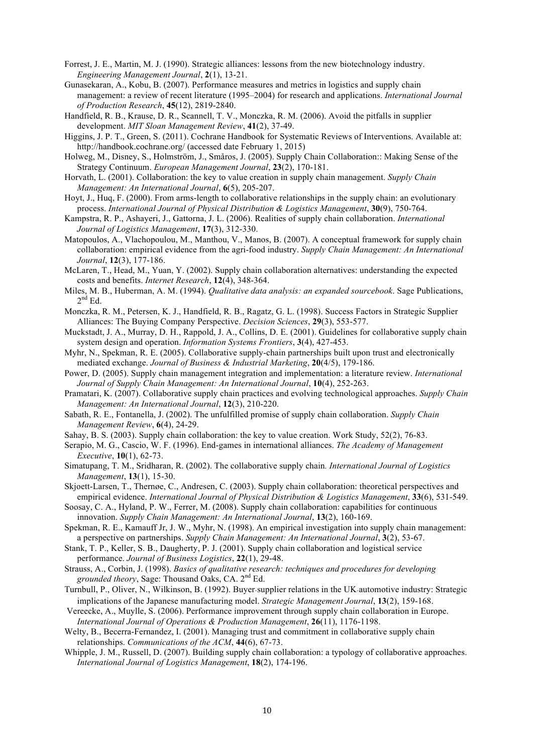Forrest, J. E., Martin, M. J. (1990). Strategic alliances: lessons from the new biotechnology industry. *Engineering Management Journal*, **2**(1), 13-21.

Gunasekaran, A., Kobu, B. (2007). Performance measures and metrics in logistics and supply chain management: a review of recent literature (1995–2004) for research and applications. *International Journal of Production Research*, **45**(12), 2819-2840.

Handfield, R. B., Krause, D. R., Scannell, T. V., Monczka, R. M. (2006). Avoid the pitfalls in supplier development. *MIT Sloan Management Review*, **41**(2), 37-49.

Higgins, J. P. T., Green, S. (2011). Cochrane Handbook for Systematic Reviews of Interventions. Available at: http://handbook.cochrane.org/ (accessed date February 1, 2015)

Holweg, M., Disney, S., Holmström, J., Småros, J. (2005). Supply Chain Collaboration:: Making Sense of the Strategy Continuum. *European Management Journal*, **23**(2), 170-181.

Horvath, L. (2001). Collaboration: the key to value creation in supply chain management. *Supply Chain Management: An International Journal*, **6**(5), 205-207.

Hoyt, J., Huq, F. (2000). From arms-length to collaborative relationships in the supply chain: an evolutionary process. *International Journal of Physical Distribution & Logistics Management*, **30**(9), 750-764.

Kampstra, R. P., Ashayeri, J., Gattorna, J. L. (2006). Realities of supply chain collaboration. *International Journal of Logistics Management*, **17**(3), 312-330.

Matopoulos, A., Vlachopoulou, M., Manthou, V., Manos, B. (2007). A conceptual framework for supply chain collaboration: empirical evidence from the agri-food industry. *Supply Chain Management: An International Journal*, **12**(3), 177-186.

McLaren, T., Head, M., Yuan, Y. (2002). Supply chain collaboration alternatives: understanding the expected costs and benefits. *Internet Research*, **12**(4), 348-364.

Miles, M. B., Huberman, A. M. (1994). *Qualitative data analysis: an expanded sourcebook*. Sage Publications, 2nd Ed.

Monczka, R. M., Petersen, K. J., Handfield, R. B., Ragatz, G. L. (1998). Success Factors in Strategic Supplier Alliances: The Buying Company Perspective. *Decision Sciences*, **29**(3), 553-577.

Muckstadt, J. A., Murray, D. H., Rappold, J. A., Collins, D. E. (2001). Guidelines for collaborative supply chain system design and operation. *Information Systems Frontiers*, **3**(4), 427-453.

Myhr, N., Spekman, R. E. (2005). Collaborative supply-chain partnerships built upon trust and electronically mediated exchange. *Journal of Business & Industrial Marketing*, **20**(4/5), 179-186.

Power, D. (2005). Supply chain management integration and implementation: a literature review. *International Journal of Supply Chain Management: An International Journal*, **10**(4), 252-263.

Pramatari, K. (2007). Collaborative supply chain practices and evolving technological approaches. *Supply Chain Management: An International Journal*, **12**(3), 210-220.

Sabath, R. E., Fontanella, J. (2002). The unfulfilled promise of supply chain collaboration. *Supply Chain Management Review*, **6**(4), 24-29.

Sahay, B. S. (2003). Supply chain collaboration: the key to value creation. Work Study, 52(2), 76-83.

Serapio, M. G., Cascio, W. F. (1996). End-games in international alliances. *The Academy of Management Executive*, **10**(1), 62-73.

Simatupang, T. M., Sridharan, R. (2002). The collaborative supply chain*. International Journal of Logistics Management*, **13**(1), 15-30.

Skjoett-Larsen, T., Thernøe, C., Andresen, C. (2003). Supply chain collaboration: theoretical perspectives and empirical evidence. *International Journal of Physical Distribution & Logistics Management*, **33**(6), 531-549.

Soosay, C. A., Hyland, P. W., Ferrer, M. (2008). Supply chain collaboration: capabilities for continuous innovation. *Supply Chain Management: An International Journal*, **13**(2), 160-169.

Spekman, R. E., Kamauff Jr, J. W., Myhr, N. (1998). An empirical investigation into supply chain management: a perspective on partnerships. *Supply Chain Management: An International Journal*, **3**(2), 53-67.

Stank, T. P., Keller, S. B., Daugherty, P. J. (2001). Supply chain collaboration and logistical service performance. *Journal of Business Logistics*, **22**(1), 29-48.

Strauss, A., Corbin, J. (1998). *Basics of qualitative research: techniques and procedures for developing grounded theory*, Sage: Thousand Oaks, CA. 2nd Ed.

Turnbull, P., Oliver, N., Wilkinson, B. (1992). Buyer-supplier relations in the UK-automotive industry: Strategic implications of the Japanese manufacturing model. *Strategic Management Journal*, **13**(2), 159-168.

Vereecke, A., Muylle, S. (2006). Performance improvement through supply chain collaboration in Europe. *International Journal of Operations & Production Management*, **26**(11), 1176-1198.

Welty, B., Becerra-Fernandez, I. (2001). Managing trust and commitment in collaborative supply chain relationships. *Communications of the ACM*, **44**(6), 67-73.

Whipple, J. M., Russell, D. (2007). Building supply chain collaboration: a typology of collaborative approaches. *International Journal of Logistics Management*, **18**(2), 174-196.